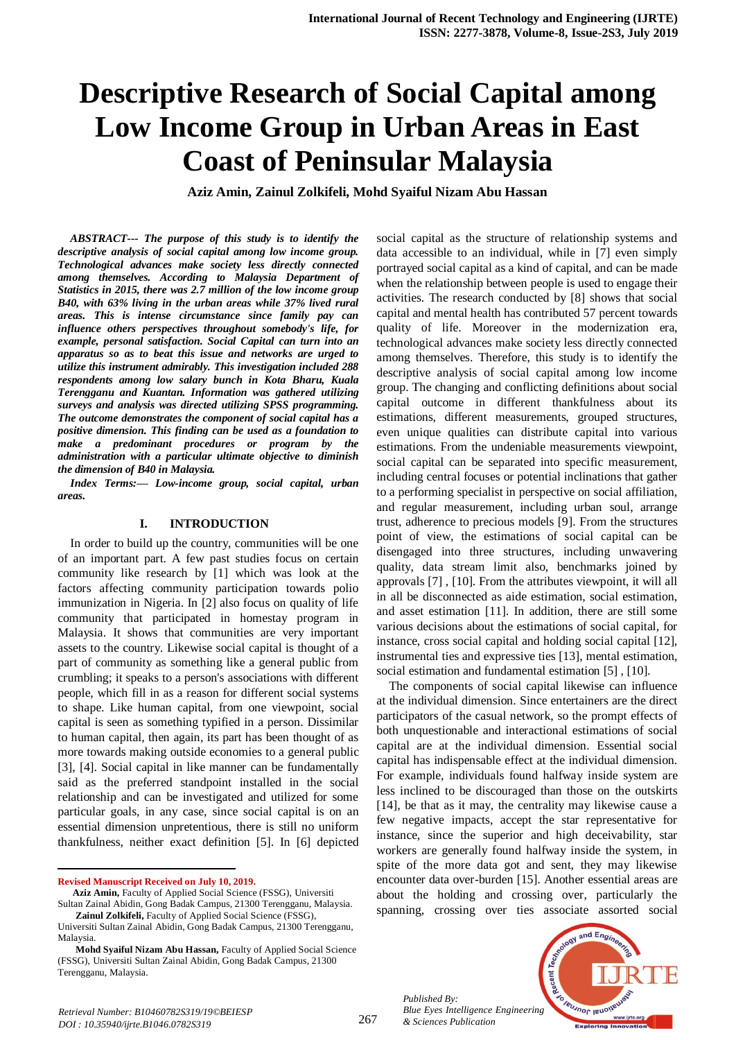# Descriptive Research of Social Capital among Low Income Group in Urban Areas in East Coast of Peninsular Malaysia

**Aziz Amin, Zainul Zolkifeli, Mohd Syaiful Nizam Abu Hassan**

***ABSTRACT--- The purpose of this study is to identify the descriptive analysis of social capital among low income group. Technological advances make society less directly connected among themselves. According to Malaysia Department of Statistics in 2015, there was 2.7 million of the low income group B40, with 63% living in the urban areas while 37% lived rural areas. This is intense circumstance since family pay can influence others perspectives throughout somebody's life, for example, personal satisfaction. Social Capital can turn into an apparatus so as to beat this issue and networks are urged to utilize this instrument admirably. This investigation included 288 respondents among low salary bunch in Kota Bharu, Kuala Terengganu and Kuantan. Information was gathered utilizing surveys and analysis was directed utilizing SPSS programming. The outcome demonstrates the component of social capital has a positive dimension. This finding can be used as a foundation to make a predominant procedures or program by the administration with a particular ultimate objective to diminish the dimension of B40 in Malaysia.***

***Index Terms:— Low-income group, social capital, urban areas.***

## I. INTRODUCTION

In order to build up the country, communities will be one of an important part. A few past studies focus on certain community like research by [1] which was look at the factors affecting community participation towards polio immunization in Nigeria. In [2] also focus on quality of life community that participated in homestay program in Malaysia. It shows that communities are very important assets to the country. Likewise social capital is thought of a part of community as something like a general public from crumbling; it speaks to a person's associations with different people, which fill in as a reason for different social systems to shape. Like human capital, from one viewpoint, social capital is seen as something typified in a person. Dissimilar to human capital, then again, its part has been thought of as more towards making outside economies to a general public [3], [4]. Social capital in like manner can be fundamentally said as the preferred standpoint installed in the social relationship and can be investigated and utilized for some particular goals, in any case, since social capital is on an essential dimension unpretentious, there is still no uniform thankfulness, neither exact definition [5]. In [6] depicted social capital as the structure of relationship systems and data accessible to an individual, while in [7] even simply portrayed social capital as a kind of capital, and can be made when the relationship between people is used to engage their activities. The research conducted by [8] shows that social capital and mental health has contributed 57 percent towards quality of life. Moreover in the modernization era, technological advances make society less directly connected among themselves. Therefore, this study is to identify the descriptive analysis of social capital among low income group. The changing and conflicting definitions about social capital outcome in different thankfulness about its estimations, different measurements, grouped structures, even unique qualities can distribute capital into various estimations. From the undeniable measurements viewpoint, social capital can be separated into specific measurement, including central focuses or potential inclinations that gather to a performing specialist in perspective on social affiliation, and regular measurement, including urban soul, arrange trust, adherence to precious models [9]. From the structures point of view, the estimations of social capital can be disengaged into three structures, including unwavering quality, data stream limit also, benchmarks joined by approvals [7] , [10]. From the attributes viewpoint, it will all in all be disconnected as aide estimation, social estimation, and asset estimation [11]. In addition, there are still some various decisions about the estimations of social capital, for instance, cross social capital and holding social capital [12], instrumental ties and expressive ties [13], mental estimation, social estimation and fundamental estimation [5] , [10].

The components of social capital likewise can influence at the individual dimension. Since entertainers are the direct participators of the casual network, so the prompt effects of both unquestionable and interactional estimations of social capital are at the individual dimension. Essential social capital has indispensable effect at the individual dimension. For example, individuals found halfway inside system are less inclined to be discouraged than those on the outskirts [14], be that as it may, the centrality may likewise cause a few negative impacts, accept the star representative for instance, since the superior and high deceivability, star workers are generally found halfway inside the system, in spite of the more data got and sent, they may likewise encounter data over-burden [15]. Another essential areas are about the holding and crossing over, particularly the spanning, crossing over ties associate assorted social

---

**Revised Manuscript Received on July 10, 2019.**

**Aziz Amin,** Faculty of Applied Social Science (FSSG), Universiti Sultan Zainal Abidin, Gong Badak Campus, 21300 Terengganu, Malaysia.

**Zainul Zolkifeli,** Faculty of Applied Social Science (FSSG), Universiti Sultan Zainal Abidin, Gong Badak Campus, 21300 Terengganu, Malaysia.

**Mohd Syaiful Nizam Abu Hassan,** Faculty of Applied Social Science (FSSG), Universiti Sultan Zainal Abidin, Gong Badak Campus, 21300 Terengganu, Malaysia.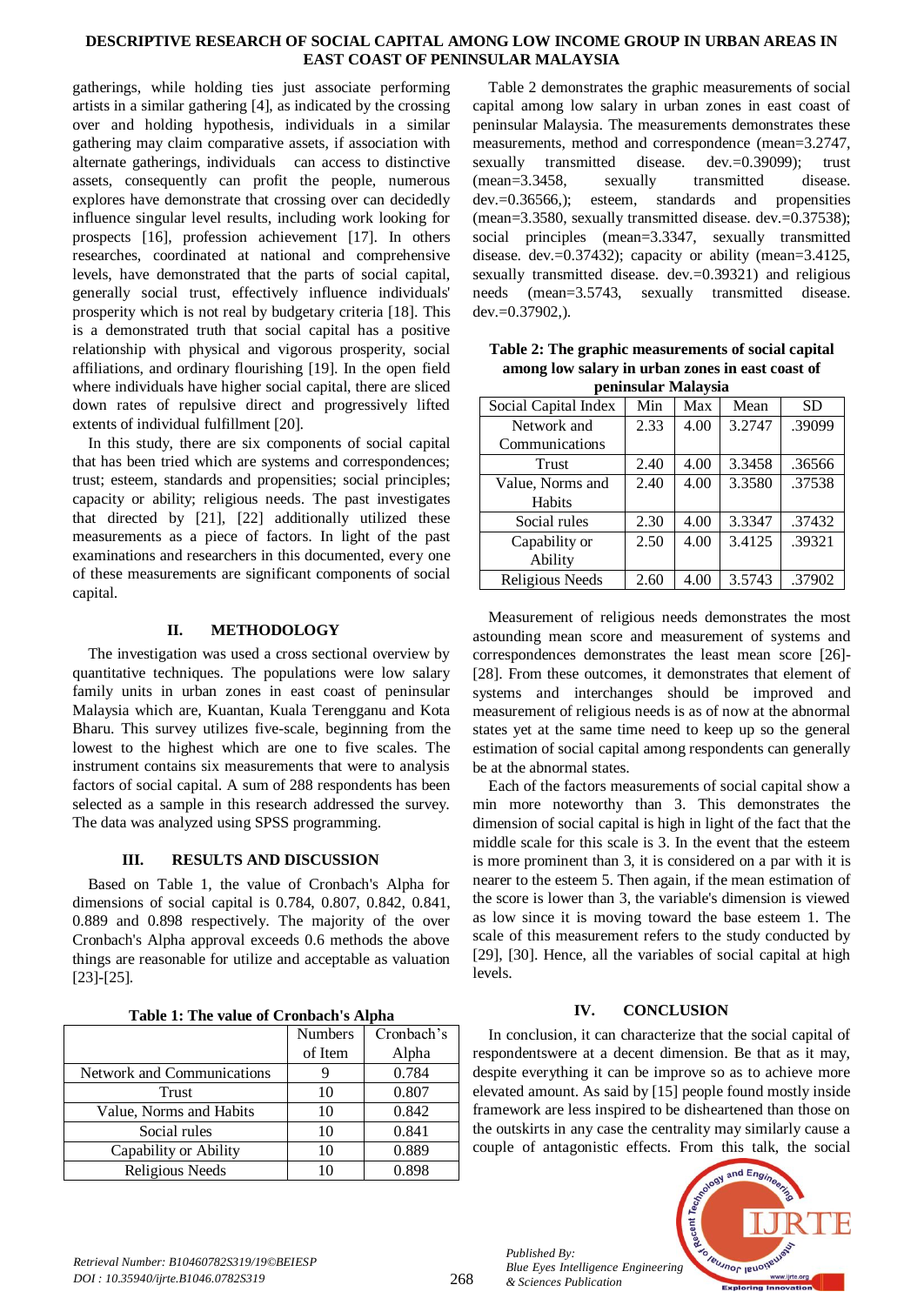gatherings, while holding ties just associate performing artists in a similar gathering [4], as indicated by the crossing over and holding hypothesis, individuals in a similar gathering may claim comparative assets, if association with alternate gatherings, individuals can access to distinctive assets, consequently can profit the people, numerous explores have demonstrate that crossing over can decidedly influence singular level results, including work looking for prospects [16], profession achievement [17]. In others researches, coordinated at national and comprehensive levels, have demonstrated that the parts of social capital, generally social trust, effectively influence individuals' prosperity which is not real by budgetary criteria [18]. This is a demonstrated truth that social capital has a positive relationship with physical and vigorous prosperity, social affiliations, and ordinary flourishing [19]. In the open field where individuals have higher social capital, there are sliced down rates of repulsive direct and progressively lifted extents of individual fulfillment [20].

In this study, there are six components of social capital that has been tried which are systems and correspondences; trust; esteem, standards and propensities; social principles; capacity or ability; religious needs. The past investigates that directed by [21], [22] additionally utilized these measurements as a piece of factors. In light of the past examinations and researchers in this documented, every one of these measurements are significant components of social capital.

## II. METHODOLOGY

The investigation was used a cross sectional overview by quantitative techniques. The populations were low salary family units in urban zones in east coast of peninsular Malaysia which are, Kuantan, Kuala Terengganu and Kota Bharu. This survey utilizes five-scale, beginning from the lowest to the highest which are one to five scales. The instrument contains six measurements that were to analysis factors of social capital. A sum of 288 respondents has been selected as a sample in this research addressed the survey. The data was analyzed using SPSS programming.

## III. RESULTS AND DISCUSSION

Based on Table 1, the value of Cronbach's Alpha for dimensions of social capital is 0.784, 0.807, 0.842, 0.841, 0.889 and 0.898 respectively. The majority of the over Cronbach's Alpha approval exceeds 0.6 methods the above things are reasonable for utilize and acceptable as valuation [23]-[25].

**Table 1: The value of Cronbach's Alpha**

| | Numbers of Item | Cronbach's Alpha |
|---|---|---|
| Network and Communications | 9 | 0.784 |
| Trust | 10 | 0.807 |
| Value, Norms and Habits | 10 | 0.842 |
| Social rules | 10 | 0.841 |
| Capability or Ability | 10 | 0.889 |
| Religious Needs | 10 | 0.898 |

Table 2 demonstrates the graphic measurements of social capital among low salary in urban zones in east coast of peninsular Malaysia. The measurements demonstrates these measurements, method and correspondence (mean=3.2747, sexually transmitted disease. dev.=0.39099); trust (mean=3.3458, sexually transmitted disease. dev.=0.36566,); esteem, standards and propensities (mean=3.3580, sexually transmitted disease. dev.=0.37538); social principles (mean=3.3347, sexually transmitted disease. dev.=0.37432); capacity or ability (mean=3.4125, sexually transmitted disease. dev.=0.39321) and religious needs (mean=3.5743, sexually transmitted disease. dev.=0.37902,).

**Table 2: The graphic measurements of social capital among low salary in urban zones in east coast of peninsular Malaysia**

| Social Capital Index | Min | Max | Mean | SD |
|---|---|---|---|---|
| Network and Communications | 2.33 | 4.00 | 3.2747 | .39099 |
| Trust | 2.40 | 4.00 | 3.3458 | .36566 |
| Value, Norms and Habits | 2.40 | 4.00 | 3.3580 | .37538 |
| Social rules | 2.30 | 4.00 | 3.3347 | .37432 |
| Capability or Ability | 2.50 | 4.00 | 3.4125 | .39321 |
| Religious Needs | 2.60 | 4.00 | 3.5743 | .37902 |

Measurement of religious needs demonstrates the most astounding mean score and measurement of systems and correspondences demonstrates the least mean score [26]-[28]. From these outcomes, it demonstrates that element of systems and interchanges should be improved and measurement of religious needs is as of now at the abnormal states yet at the same time need to keep up so the general estimation of social capital among respondents can generally be at the abnormal states.

Each of the factors measurements of social capital show a min more noteworthy than 3. This demonstrates the dimension of social capital is high in light of the fact that the middle scale for this scale is 3. In the event that the esteem is more prominent than 3, it is considered on a par with it is nearer to the esteem 5. Then again, if the mean estimation of the score is lower than 3, the variable's dimension is viewed as low since it is moving toward the base esteem 1. The scale of this measurement refers to the study conducted by [29], [30]. Hence, all the variables of social capital at high levels.

## IV. CONCLUSION

In conclusion, it can characterize that the social capital of respondentswere at a decent dimension. Be that as it may, despite everything it can be improve so as to achieve more elevated amount. As said by [15] people found mostly inside framework are less inspired to be disheartened than those on the outskirts in any case the centrality may similarly cause a couple of antagonistic effects. From this talk, the social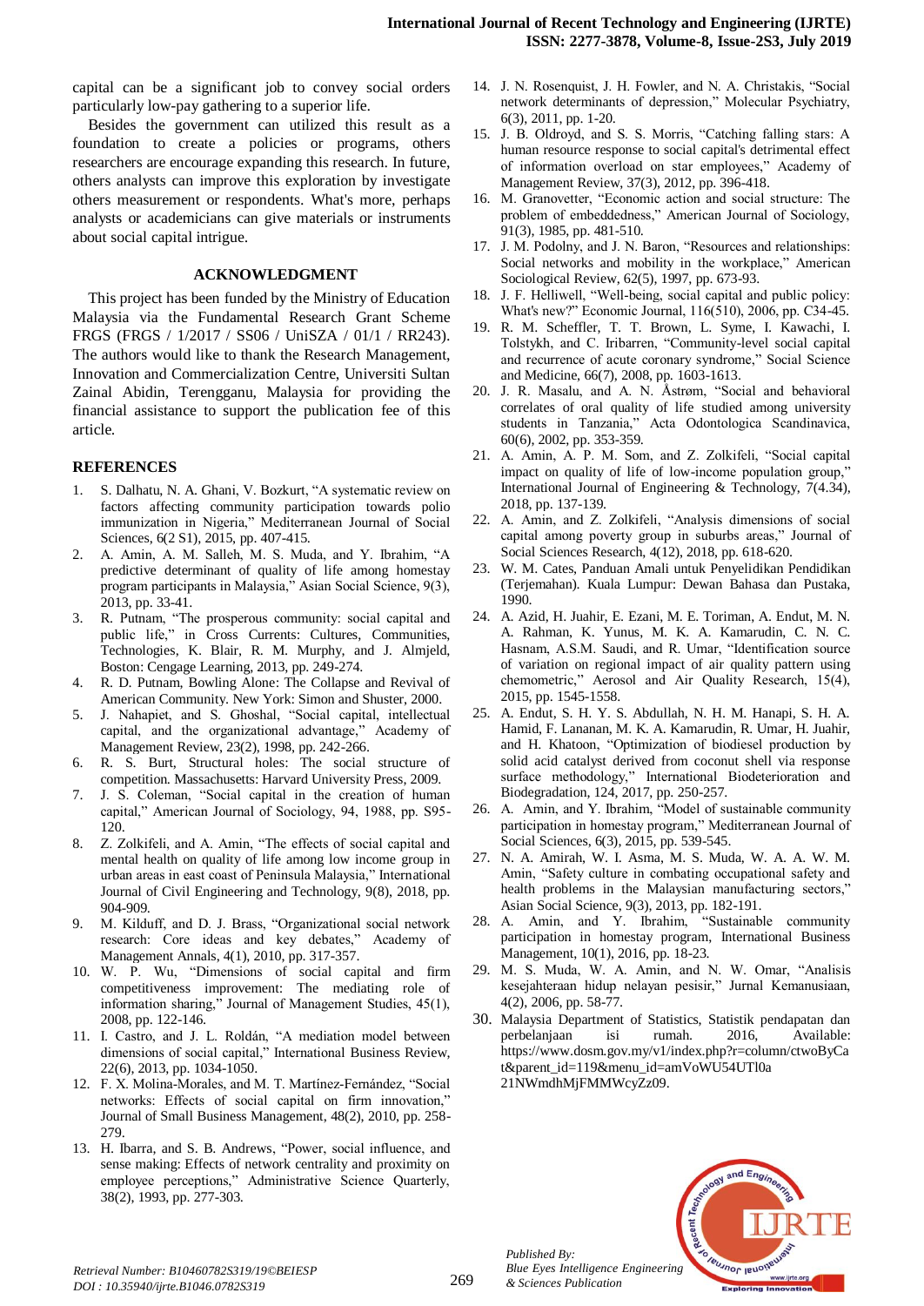capital can be a significant job to convey social orders particularly low-pay gathering to a superior life.

Besides the government can utilized this result as a foundation to create a policies or programs, others researchers are encourage expanding this research. In future, others analysts can improve this exploration by investigate others measurement or respondents. What's more, perhaps analysts or academicians can give materials or instruments about social capital intrigue.

## ACKNOWLEDGMENT

This project has been funded by the Ministry of Education Malaysia via the Fundamental Research Grant Scheme FRGS (FRGS / 1/2017 / SS06 / UniSZA / 01/1 / RR243). The authors would like to thank the Research Management, Innovation and Commercialization Centre, Universiti Sultan Zainal Abidin, Terengganu, Malaysia for providing the financial assistance to support the publication fee of this article.

## REFERENCES

1. S. Dalhatu, N. A. Ghani, V. Bozkurt, "A systematic review on factors affecting community participation towards polio immunization in Nigeria," Mediterranean Journal of Social Sciences, 6(2 S1), 2015, pp. 407-415.
2. A. Amin, A. M. Salleh, M. S. Muda, and Y. Ibrahim, "A predictive determinant of quality of life among homestay program participants in Malaysia," Asian Social Science, 9(3), 2013, pp. 33-41.
3. R. Putnam, "The prosperous community: social capital and public life," in Cross Currents: Cultures, Communities, Technologies, K. Blair, R. M. Murphy, and J. Almjeld, Boston: Cengage Learning, 2013, pp. 249-274.
4. R. D. Putnam, Bowling Alone: The Collapse and Revival of American Community. New York: Simon and Shuster, 2000.
5. J. Nahapiet, and S. Ghoshal, "Social capital, intellectual capital, and the organizational advantage," Academy of Management Review, 23(2), 1998, pp. 242-266.
6. R. S. Burt, Structural holes: The social structure of competition. Massachusetts: Harvard University Press, 2009.
7. J. S. Coleman, "Social capital in the creation of human capital," American Journal of Sociology, 94, 1988, pp. S95-120.
8. Z. Zolkifeli, and A. Amin, "The effects of social capital and mental health on quality of life among low income group in urban areas in east coast of Peninsula Malaysia," International Journal of Civil Engineering and Technology, 9(8), 2018, pp. 904-909.
9. M. Kilduff, and D. J. Brass, "Organizational social network research: Core ideas and key debates," Academy of Management Annals, 4(1), 2010, pp. 317-357.
10. W. P. Wu, "Dimensions of social capital and firm competitiveness improvement: The mediating role of information sharing," Journal of Management Studies, 45(1), 2008, pp. 122-146.
11. I. Castro, and J. L. Roldán, "A mediation model between dimensions of social capital," International Business Review, 22(6), 2013, pp. 1034-1050.
12. F. X. Molina-Morales, and M. T. Martínez-Fernández, "Social networks: Effects of social capital on firm innovation," Journal of Small Business Management, 48(2), 2010, pp. 258-279.
13. H. Ibarra, and S. B. Andrews, "Power, social influence, and sense making: Effects of network centrality and proximity on employee perceptions," Administrative Science Quarterly, 38(2), 1993, pp. 277-303.
14. J. N. Rosenquist, J. H. Fowler, and N. A. Christakis, "Social network determinants of depression," Molecular Psychiatry, 6(3), 2011, pp. 1-20.
15. J. B. Oldroyd, and S. S. Morris, "Catching falling stars: A human resource response to social capital's detrimental effect of information overload on star employees," Academy of Management Review, 37(3), 2012, pp. 396-418.
16. M. Granovetter, "Economic action and social structure: The problem of embeddedness," American Journal of Sociology, 91(3), 1985, pp. 481-510.
17. J. M. Podolny, and J. N. Baron, "Resources and relationships: Social networks and mobility in the workplace," American Sociological Review, 62(5), 1997, pp. 673-93.
18. J. F. Helliwell, "Well-being, social capital and public policy: What's new?" Economic Journal, 116(510), 2006, pp. C34-45.
19. R. M. Scheffler, T. T. Brown, L. Syme, I. Kawachi, I. Tolstykh, and C. Iribarren, "Community-level social capital and recurrence of acute coronary syndrome," Social Science and Medicine, 66(7), 2008, pp. 1603-1613.
20. J. R. Masalu, and A. N. Åstrøm, "Social and behavioral correlates of oral quality of life studied among university students in Tanzania," Acta Odontologica Scandinavica, 60(6), 2002, pp. 353-359.
21. A. Amin, A. P. M. Som, and Z. Zolkifeli, "Social capital impact on quality of life of low-income population group," International Journal of Engineering & Technology, 7(4.34), 2018, pp. 137-139.
22. A. Amin, and Z. Zolkifeli, "Analysis dimensions of social capital among poverty group in suburbs areas," Journal of Social Sciences Research, 4(12), 2018, pp. 618-620.
23. W. M. Cates, Panduan Amali untuk Penyelidikan Pendidikan (Terjemahan). Kuala Lumpur: Dewan Bahasa dan Pustaka, 1990.
24. A. Azid, H. Juahir, E. Ezani, M. E. Toriman, A. Endut, M. N. A. Rahman, K. Yunus, M. K. A. Kamarudin, C. N. C. Hasnam, A.S.M. Saudi, and R. Umar, "Identification source of variation on regional impact of air quality pattern using chemometric," Aerosol and Air Quality Research, 15(4), 2015, pp. 1545-1558.
25. A. Endut, S. H. Y. S. Abdullah, N. H. M. Hanapi, S. H. A. Hamid, F. Lananan, M. K. A. Kamarudin, R. Umar, H. Juahir, and H. Khatoon, "Optimization of biodiesel production by solid acid catalyst derived from coconut shell via response surface methodology," International Biodeterioration and Biodegradation, 124, 2017, pp. 250-257.
26. A. Amin, and Y. Ibrahim, "Model of sustainable community participation in homestay program," Mediterranean Journal of Social Sciences, 6(3), 2015, pp. 539-545.
27. N. A. Amirah, W. I. Asma, M. S. Muda, W. A. A. W. M. Amin, "Safety culture in combating occupational safety and health problems in the Malaysian manufacturing sectors," Asian Social Science, 9(3), 2013, pp. 182-191.
28. A. Amin, and Y. Ibrahim, "Sustainable community participation in homestay program, International Business Management, 10(1), 2016, pp. 18-23.
29. M. S. Muda, W. A. Amin, and N. W. Omar, "Analisis kesejahteraan hidup nelayan pesisir," Jurnal Kemanusiaan, 4(2), 2006, pp. 58-77.
30. Malaysia Department of Statistics, Statistik pendapatan dan perbelanjaan isi rumah. 2016, Available: https://www.dosm.gov.my/v1/index.php?r=column/ctwoByCat&parent_id=119&menu_id=amVoWU54UTl0a21NWmdhMjFMMWcyZz09.